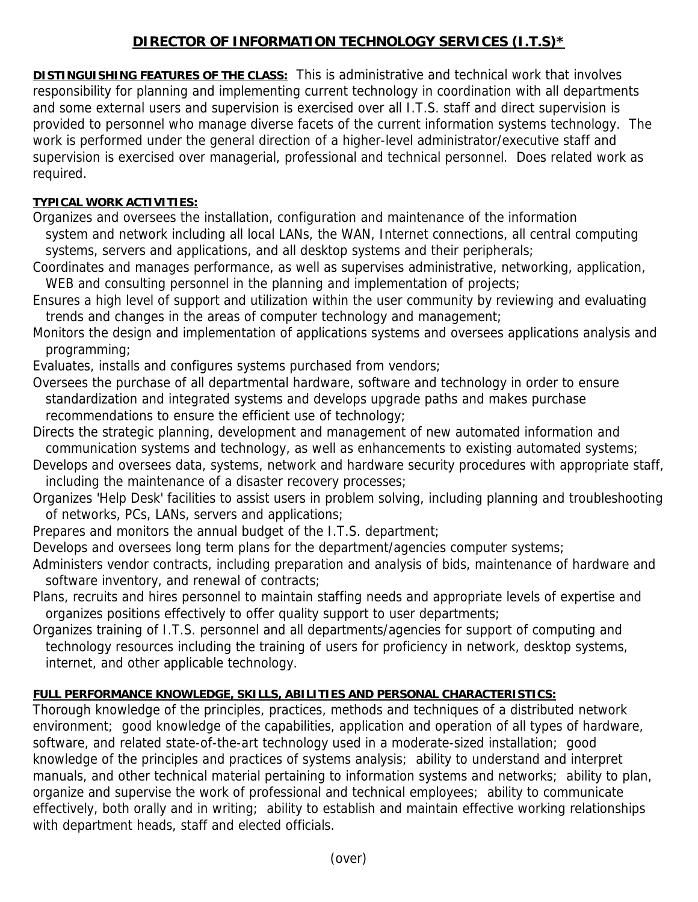# DIRECTOR OF INFORMATION TECHNOLOGY SERVICES (I.T.S)*

**DISTINGUISHING FEATURES OF THE CLASS:** This is administrative and technical work that involves responsibility for planning and implementing current technology in coordination with all departments and some external users and supervision is exercised over all I.T.S. staff and direct supervision is provided to personnel who manage diverse facets of the current information systems technology. The work is performed under the general direction of a higher-level administrator/executive staff and supervision is exercised over managerial, professional and technical personnel. Does related work as required.

**TYPICAL WORK ACTIVITIES:**

Organizes and oversees the installation, configuration and maintenance of the information system and network including all local LANs, the WAN, Internet connections, all central computing systems, servers and applications, and all desktop systems and their peripherals;

Coordinates and manages performance, as well as supervises administrative, networking, application, WEB and consulting personnel in the planning and implementation of projects;

Ensures a high level of support and utilization within the user community by reviewing and evaluating trends and changes in the areas of computer technology and management;

Monitors the design and implementation of applications systems and oversees applications analysis and programming;

Evaluates, installs and configures systems purchased from vendors;

Oversees the purchase of all departmental hardware, software and technology in order to ensure standardization and integrated systems and develops upgrade paths and makes purchase recommendations to ensure the efficient use of technology;

Directs the strategic planning, development and management of new automated information and communication systems and technology, as well as enhancements to existing automated systems;

Develops and oversees data, systems, network and hardware security procedures with appropriate staff, including the maintenance of a disaster recovery processes;

Organizes 'Help Desk' facilities to assist users in problem solving, including planning and troubleshooting of networks, PCs, LANs, servers and applications;

Prepares and monitors the annual budget of the I.T.S. department;

Develops and oversees long term plans for the department/agencies computer systems;

Administers vendor contracts, including preparation and analysis of bids, maintenance of hardware and software inventory, and renewal of contracts;

Plans, recruits and hires personnel to maintain staffing needs and appropriate levels of expertise and organizes positions effectively to offer quality support to user departments;

Organizes training of I.T.S. personnel and all departments/agencies for support of computing and technology resources including the training of users for proficiency in network, desktop systems, internet, and other applicable technology.

**FULL PERFORMANCE KNOWLEDGE, SKILLS, ABILITIES AND PERSONAL CHARACTERISTICS:**

Thorough knowledge of the principles, practices, methods and techniques of a distributed network environment; good knowledge of the capabilities, application and operation of all types of hardware, software, and related state-of-the-art technology used in a moderate-sized installation; good knowledge of the principles and practices of systems analysis; ability to understand and interpret manuals, and other technical material pertaining to information systems and networks; ability to plan, organize and supervise the work of professional and technical employees; ability to communicate effectively, both orally and in writing; ability to establish and maintain effective working relationships with department heads, staff and elected officials.

(over)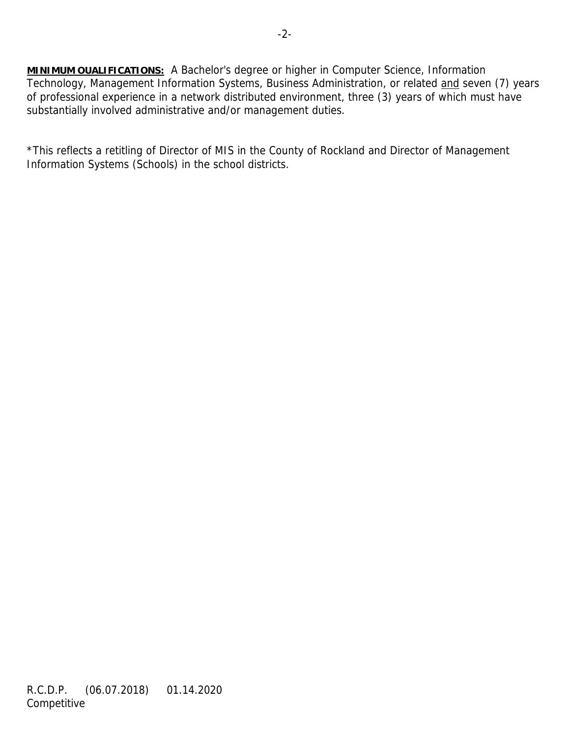**MINIMUM QUALIFICATIONS:** A Bachelor's degree or higher in Computer Science, Information Technology, Management Information Systems, Business Administration, or related and seven (7) years of professional experience in a network distributed environment, three (3) years of which must have substantially involved administrative and/or management duties.

*This reflects a retitling of Director of MIS in the County of Rockland and Director of Management Information Systems (Schools) in the school districts.

R.C.D.P. (06.07.2018) 01.14.2020
Competitive